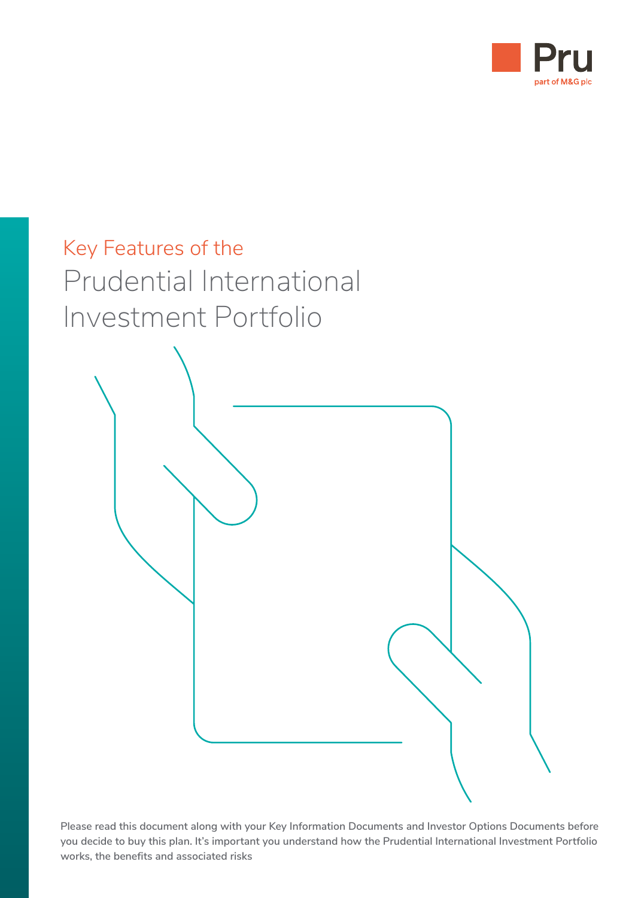Pru

part of M&G plc

# Key Features of the Prudential International Investment Portfolio

**Please read this document along with your Key Information Documents and Investor Options Documents before you decide to buy this plan. It's important you understand how the Prudential International Investment Portfolio works, the benefits and associated risks**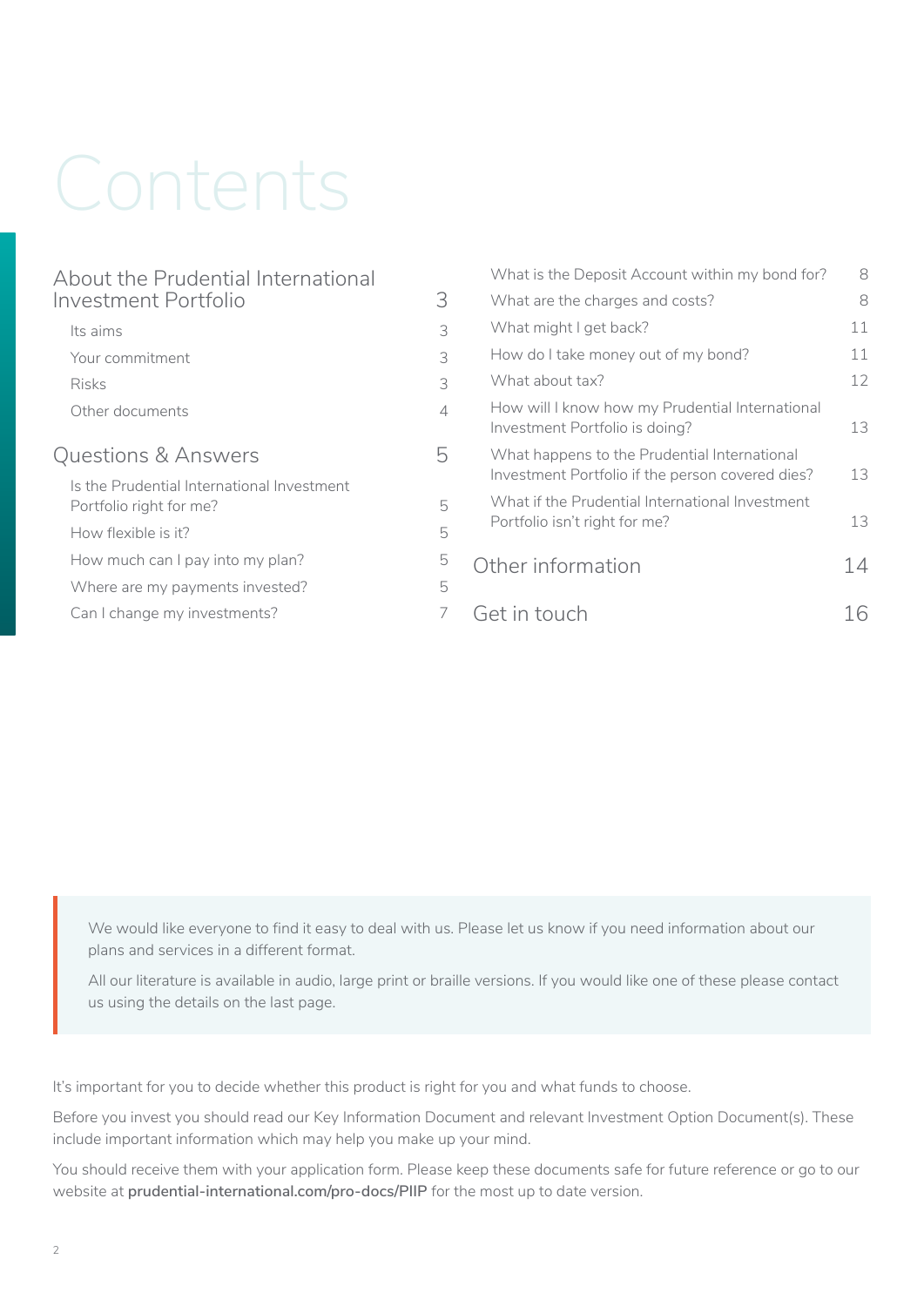# Contents

| | |
|---|---|
| **About the Prudential International Investment Portfolio** | **3** |
| Its aims | 3 |
| Your commitment | 3 |
| Risks | 3 |
| Other documents | 4 |
| **Questions & Answers** | **5** |
| Is the Prudential International Investment Portfolio right for me? | 5 |
| How flexible is it? | 5 |
| How much can I pay into my plan? | 5 |
| Where are my payments invested? | 5 |
| Can I change my investments? | 7 |
| What is the Deposit Account within my bond for? | 8 |
| What are the charges and costs? | 8 |
| What might I get back? | 11 |
| How do I take money out of my bond? | 11 |
| What about tax? | 12 |
| How will I know how my Prudential International Investment Portfolio is doing? | 13 |
| What happens to the Prudential International Investment Portfolio if the person covered dies? | 13 |
| What if the Prudential International Investment Portfolio isn't right for me? | 13 |
| **Other information** | **14** |
| **Get in touch** | **16** |

We would like everyone to find it easy to deal with us. Please let us know if you need information about our plans and services in a different format.

All our literature is available in audio, large print or braille versions. If you would like one of these please contact us using the details on the last page.

It's important for you to decide whether this product is right for you and what funds to choose.

Before you invest you should read our Key Information Document and relevant Investment Option Document(s). These include important information which may help you make up your mind.

You should receive them with your application form. Please keep these documents safe for future reference or go to our website at **prudential-international.com/pro-docs/PIIP** for the most up to date version.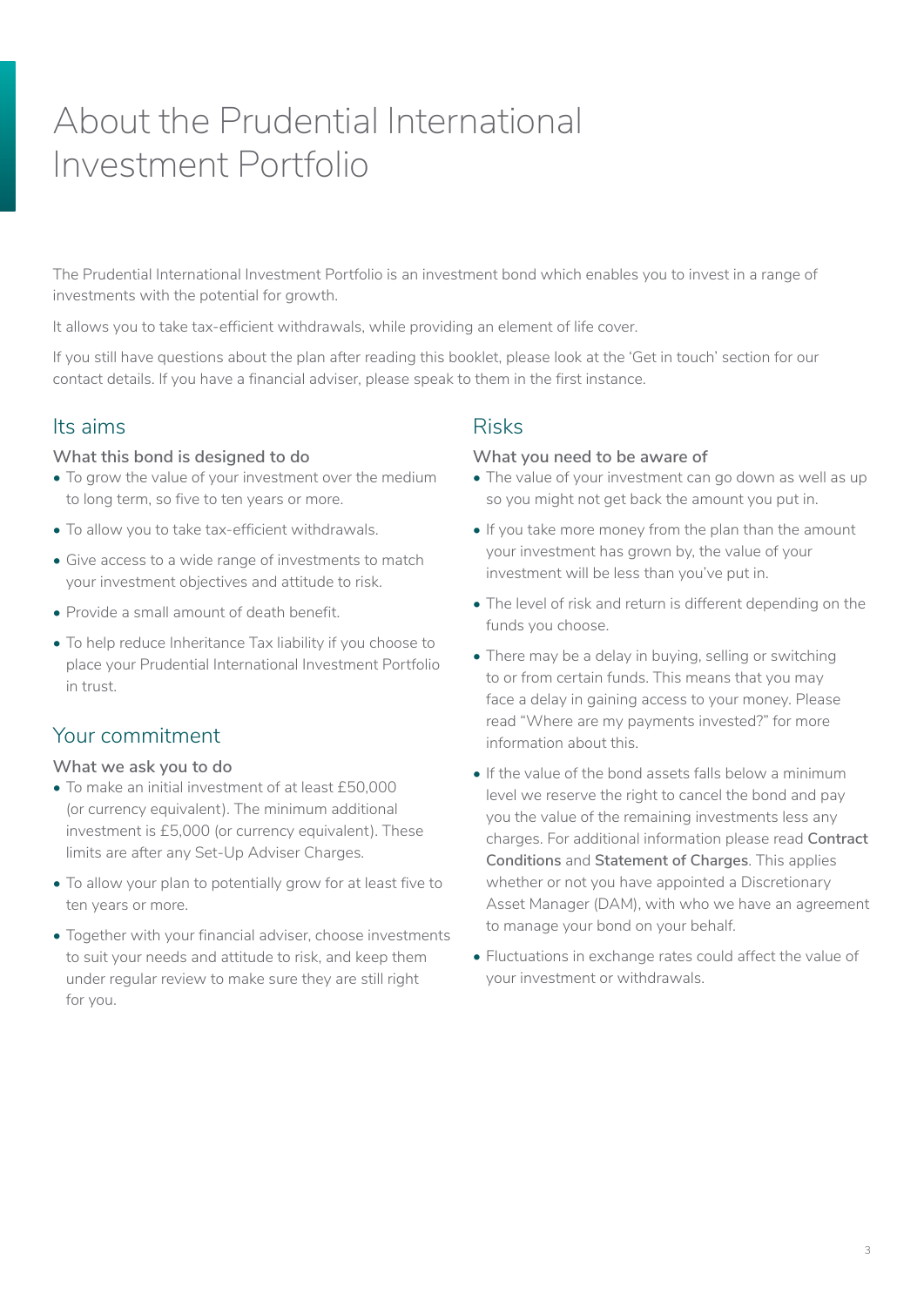# About the Prudential International Investment Portfolio

The Prudential International Investment Portfolio is an investment bond which enables you to invest in a range of investments with the potential for growth.

It allows you to take tax-efficient withdrawals, while providing an element of life cover.

If you still have questions about the plan after reading this booklet, please look at the 'Get in touch' section for our contact details. If you have a financial adviser, please speak to them in the first instance.

## Its aims

### What this bond is designed to do

- To grow the value of your investment over the medium to long term, so five to ten years or more.
- To allow you to take tax-efficient withdrawals.
- Give access to a wide range of investments to match your investment objectives and attitude to risk.
- Provide a small amount of death benefit.
- To help reduce Inheritance Tax liability if you choose to place your Prudential International Investment Portfolio in trust.

## Your commitment

### What we ask you to do

- To make an initial investment of at least £50,000 (or currency equivalent). The minimum additional investment is £5,000 (or currency equivalent). These limits are after any Set-Up Adviser Charges.
- To allow your plan to potentially grow for at least five to ten years or more.
- Together with your financial adviser, choose investments to suit your needs and attitude to risk, and keep them under regular review to make sure they are still right for you.

## Risks

### What you need to be aware of

- The value of your investment can go down as well as up so you might not get back the amount you put in.
- If you take more money from the plan than the amount your investment has grown by, the value of your investment will be less than you've put in.
- The level of risk and return is different depending on the funds you choose.
- There may be a delay in buying, selling or switching to or from certain funds. This means that you may face a delay in gaining access to your money. Please read "Where are my payments invested?" for more information about this.
- If the value of the bond assets falls below a minimum level we reserve the right to cancel the bond and pay you the value of the remaining investments less any charges. For additional information please read **Contract Conditions** and **Statement of Charges**. This applies whether or not you have appointed a Discretionary Asset Manager (DAM), with who we have an agreement to manage your bond on your behalf.
- Fluctuations in exchange rates could affect the value of your investment or withdrawals.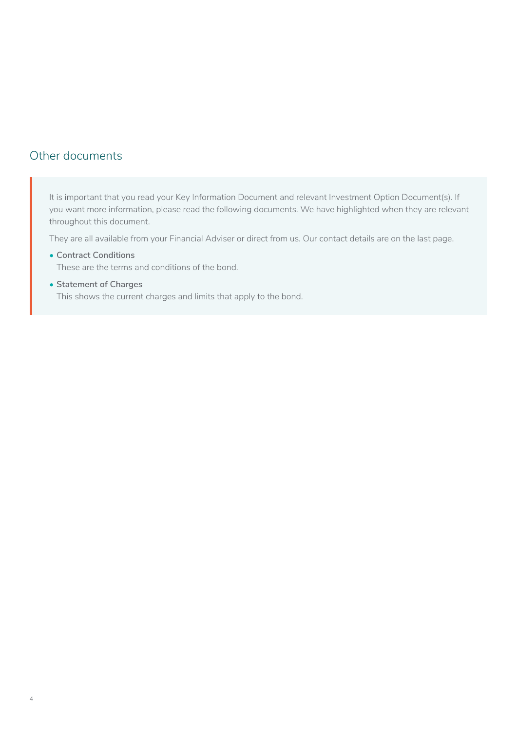## Other documents

It is important that you read your Key Information Document and relevant Investment Option Document(s). If you want more information, please read the following documents. We have highlighted when they are relevant throughout this document.

They are all available from your Financial Adviser or direct from us. Our contact details are on the last page.

- **Contract Conditions**
  These are the terms and conditions of the bond.
- **Statement of Charges**
  This shows the current charges and limits that apply to the bond.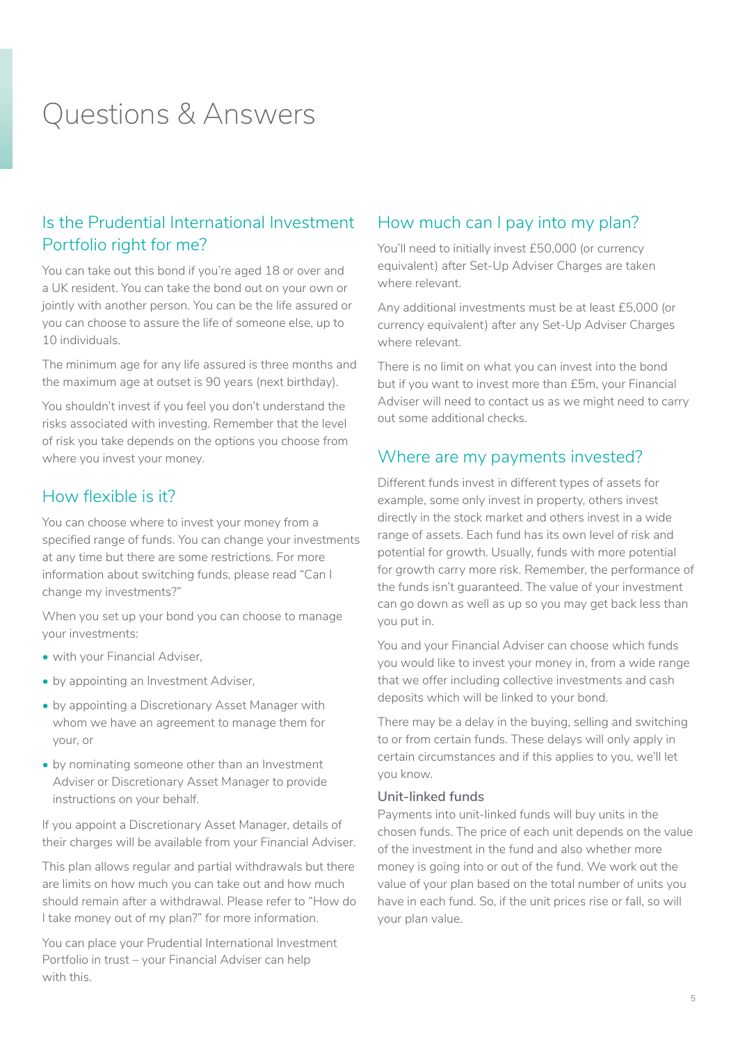# Questions & Answers

## Is the Prudential International Investment Portfolio right for me?

You can take out this bond if you're aged 18 or over and a UK resident. You can take the bond out on your own or jointly with another person. You can be the life assured or you can choose to assure the life of someone else, up to 10 individuals.

The minimum age for any life assured is three months and the maximum age at outset is 90 years (next birthday).

You shouldn't invest if you feel you don't understand the risks associated with investing. Remember that the level of risk you take depends on the options you choose from where you invest your money.

## How flexible is it?

You can choose where to invest your money from a specified range of funds. You can change your investments at any time but there are some restrictions. For more information about switching funds, please read "Can I change my investments?"

When you set up your bond you can choose to manage your investments:

- with your Financial Adviser,
- by appointing an Investment Adviser,
- by appointing a Discretionary Asset Manager with whom we have an agreement to manage them for your, or
- by nominating someone other than an Investment Adviser or Discretionary Asset Manager to provide instructions on your behalf.

If you appoint a Discretionary Asset Manager, details of their charges will be available from your Financial Adviser.

This plan allows regular and partial withdrawals but there are limits on how much you can take out and how much should remain after a withdrawal. Please refer to "How do I take money out of my plan?" for more information.

You can place your Prudential International Investment Portfolio in trust – your Financial Adviser can help with this.

## How much can I pay into my plan?

You'll need to initially invest £50,000 (or currency equivalent) after Set-Up Adviser Charges are taken where relevant.

Any additional investments must be at least £5,000 (or currency equivalent) after any Set-Up Adviser Charges where relevant.

There is no limit on what you can invest into the bond but if you want to invest more than £5m, your Financial Adviser will need to contact us as we might need to carry out some additional checks.

## Where are my payments invested?

Different funds invest in different types of assets for example, some only invest in property, others invest directly in the stock market and others invest in a wide range of assets. Each fund has its own level of risk and potential for growth. Usually, funds with more potential for growth carry more risk. Remember, the performance of the funds isn't guaranteed. The value of your investment can go down as well as up so you may get back less than you put in.

You and your Financial Adviser can choose which funds you would like to invest your money in, from a wide range that we offer including collective investments and cash deposits which will be linked to your bond.

There may be a delay in the buying, selling and switching to or from certain funds. These delays will only apply in certain circumstances and if this applies to you, we'll let you know.

### Unit-linked funds

Payments into unit-linked funds will buy units in the chosen funds. The price of each unit depends on the value of the investment in the fund and also whether more money is going into or out of the fund. We work out the value of your plan based on the total number of units you have in each fund. So, if the unit prices rise or fall, so will your plan value.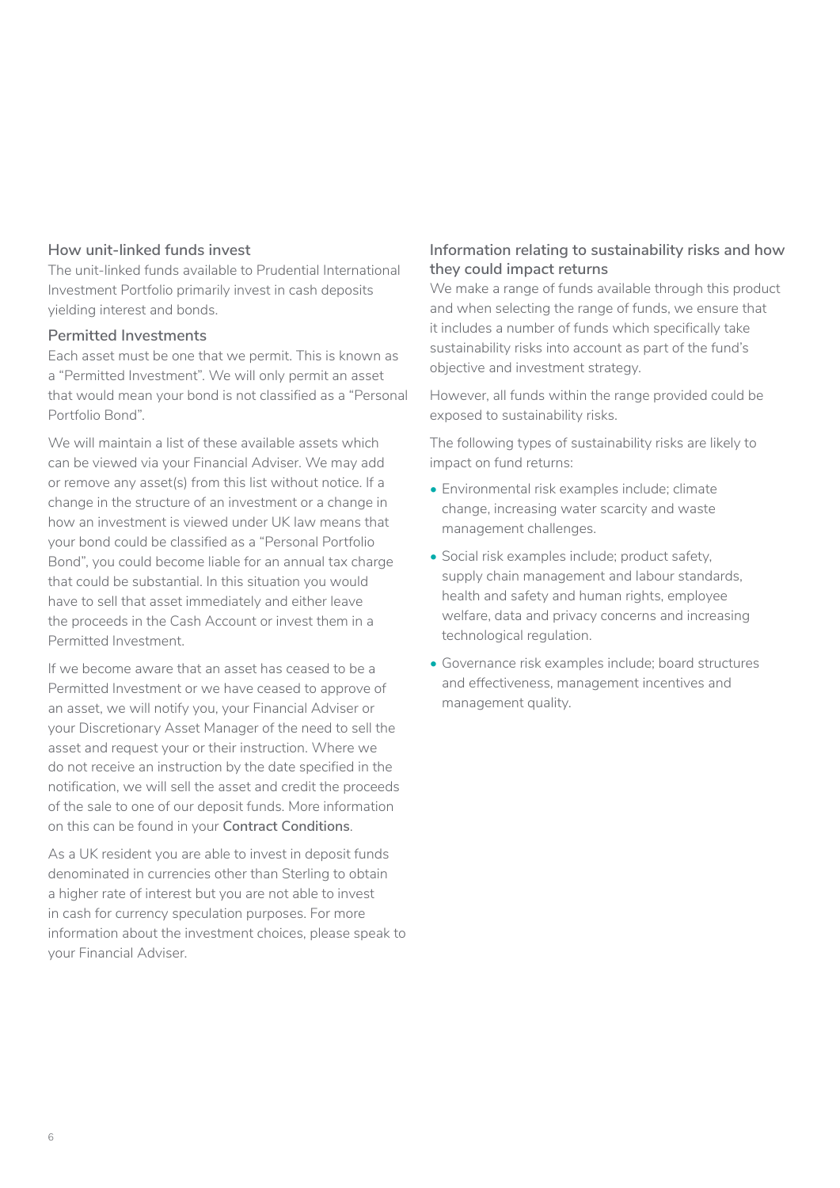### How unit-linked funds invest

The unit-linked funds available to Prudential International Investment Portfolio primarily invest in cash deposits yielding interest and bonds.

### Permitted Investments

Each asset must be one that we permit. This is known as a "Permitted Investment". We will only permit an asset that would mean your bond is not classified as a "Personal Portfolio Bond".

We will maintain a list of these available assets which can be viewed via your Financial Adviser. We may add or remove any asset(s) from this list without notice. If a change in the structure of an investment or a change in how an investment is viewed under UK law means that your bond could be classified as a "Personal Portfolio Bond", you could become liable for an annual tax charge that could be substantial. In this situation you would have to sell that asset immediately and either leave the proceeds in the Cash Account or invest them in a Permitted Investment.

If we become aware that an asset has ceased to be a Permitted Investment or we have ceased to approve of an asset, we will notify you, your Financial Adviser or your Discretionary Asset Manager of the need to sell the asset and request your or their instruction. Where we do not receive an instruction by the date specified in the notification, we will sell the asset and credit the proceeds of the sale to one of our deposit funds. More information on this can be found in your **Contract Conditions**.

As a UK resident you are able to invest in deposit funds denominated in currencies other than Sterling to obtain a higher rate of interest but you are not able to invest in cash for currency speculation purposes. For more information about the investment choices, please speak to your Financial Adviser.

### Information relating to sustainability risks and how they could impact returns

We make a range of funds available through this product and when selecting the range of funds, we ensure that it includes a number of funds which specifically take sustainability risks into account as part of the fund's objective and investment strategy.

However, all funds within the range provided could be exposed to sustainability risks.

The following types of sustainability risks are likely to impact on fund returns:

- Environmental risk examples include; climate change, increasing water scarcity and waste management challenges.
- Social risk examples include; product safety, supply chain management and labour standards, health and safety and human rights, employee welfare, data and privacy concerns and increasing technological regulation.
- Governance risk examples include; board structures and effectiveness, management incentives and management quality.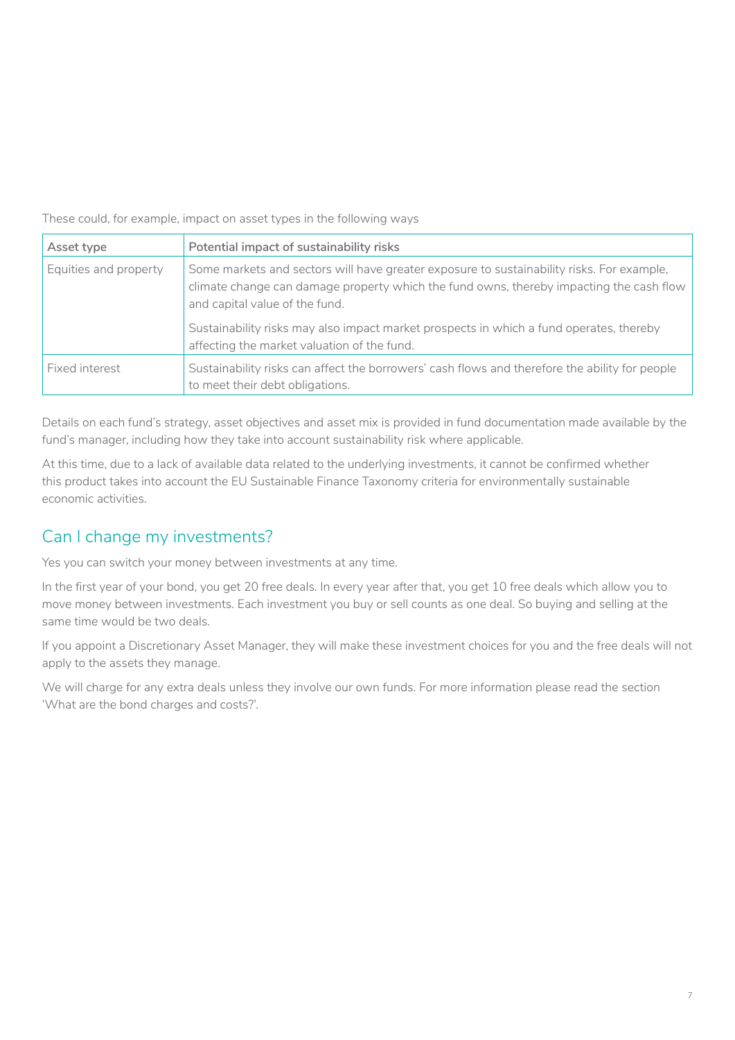These could, for example, impact on asset types in the following ways

| Asset type | Potential impact of sustainability risks |
| --- | --- |
| Equities and property | Some markets and sectors will have greater exposure to sustainability risks. For example, climate change can damage property which the fund owns, thereby impacting the cash flow and capital value of the fund.<br><br>Sustainability risks may also impact market prospects in which a fund operates, thereby affecting the market valuation of the fund. |
| Fixed interest | Sustainability risks can affect the borrowers' cash flows and therefore the ability for people to meet their debt obligations. |

Details on each fund's strategy, asset objectives and asset mix is provided in fund documentation made available by the fund's manager, including how they take into account sustainability risk where applicable.

At this time, due to a lack of available data related to the underlying investments, it cannot be confirmed whether this product takes into account the EU Sustainable Finance Taxonomy criteria for environmentally sustainable economic activities.

## Can I change my investments?

Yes you can switch your money between investments at any time.

In the first year of your bond, you get 20 free deals. In every year after that, you get 10 free deals which allow you to move money between investments. Each investment you buy or sell counts as one deal. So buying and selling at the same time would be two deals.

If you appoint a Discretionary Asset Manager, they will make these investment choices for you and the free deals will not apply to the assets they manage.

We will charge for any extra deals unless they involve our own funds. For more information please read the section 'What are the bond charges and costs?'.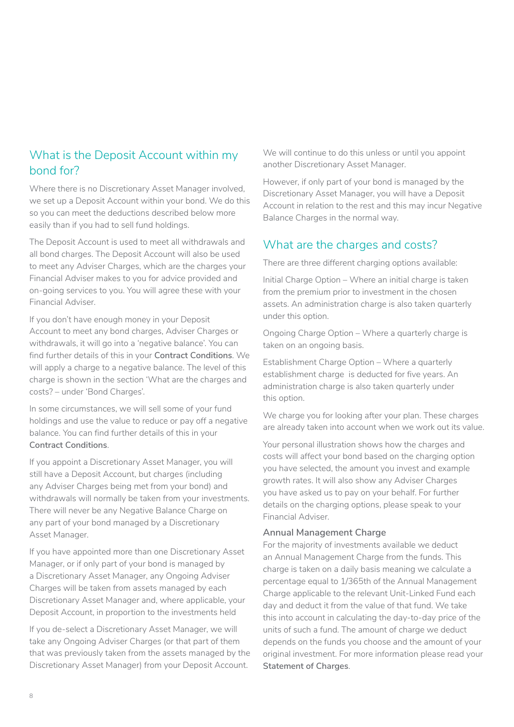## What is the Deposit Account within my bond for?

Where there is no Discretionary Asset Manager involved, we set up a Deposit Account within your bond. We do this so you can meet the deductions described below more easily than if you had to sell fund holdings.

The Deposit Account is used to meet all withdrawals and all bond charges. The Deposit Account will also be used to meet any Adviser Charges, which are the charges your Financial Adviser makes to you for advice provided and on-going services to you. You will agree these with your Financial Adviser.

If you don't have enough money in your Deposit Account to meet any bond charges, Adviser Charges or withdrawals, it will go into a 'negative balance'. You can find further details of this in your **Contract Conditions**. We will apply a charge to a negative balance. The level of this charge is shown in the section 'What are the charges and costs? – under 'Bond Charges'.

In some circumstances, we will sell some of your fund holdings and use the value to reduce or pay off a negative balance. You can find further details of this in your **Contract Conditions**.

If you appoint a Discretionary Asset Manager, you will still have a Deposit Account, but charges (including any Adviser Charges being met from your bond) and withdrawals will normally be taken from your investments. There will never be any Negative Balance Charge on any part of your bond managed by a Discretionary Asset Manager.

If you have appointed more than one Discretionary Asset Manager, or if only part of your bond is managed by a Discretionary Asset Manager, any Ongoing Adviser Charges will be taken from assets managed by each Discretionary Asset Manager and, where applicable, your Deposit Account, in proportion to the investments held

If you de-select a Discretionary Asset Manager, we will take any Ongoing Adviser Charges (or that part of them that was previously taken from the assets managed by the Discretionary Asset Manager) from your Deposit Account. We will continue to do this unless or until you appoint another Discretionary Asset Manager.

However, if only part of your bond is managed by the Discretionary Asset Manager, you will have a Deposit Account in relation to the rest and this may incur Negative Balance Charges in the normal way.

## What are the charges and costs?

There are three different charging options available:

Initial Charge Option – Where an initial charge is taken from the premium prior to investment in the chosen assets. An administration charge is also taken quarterly under this option.

Ongoing Charge Option – Where a quarterly charge is taken on an ongoing basis.

Establishment Charge Option – Where a quarterly establishment charge is deducted for five years. An administration charge is also taken quarterly under this option.

We charge you for looking after your plan. These charges are already taken into account when we work out its value.

Your personal illustration shows how the charges and costs will affect your bond based on the charging option you have selected, the amount you invest and example growth rates. It will also show any Adviser Charges you have asked us to pay on your behalf. For further details on the charging options, please speak to your Financial Adviser.

### Annual Management Charge

For the majority of investments available we deduct an Annual Management Charge from the funds. This charge is taken on a daily basis meaning we calculate a percentage equal to 1/365th of the Annual Management Charge applicable to the relevant Unit-Linked Fund each day and deduct it from the value of that fund. We take this into account in calculating the day-to-day price of the units of such a fund. The amount of charge we deduct depends on the funds you choose and the amount of your original investment. For more information please read your **Statement of Charges**.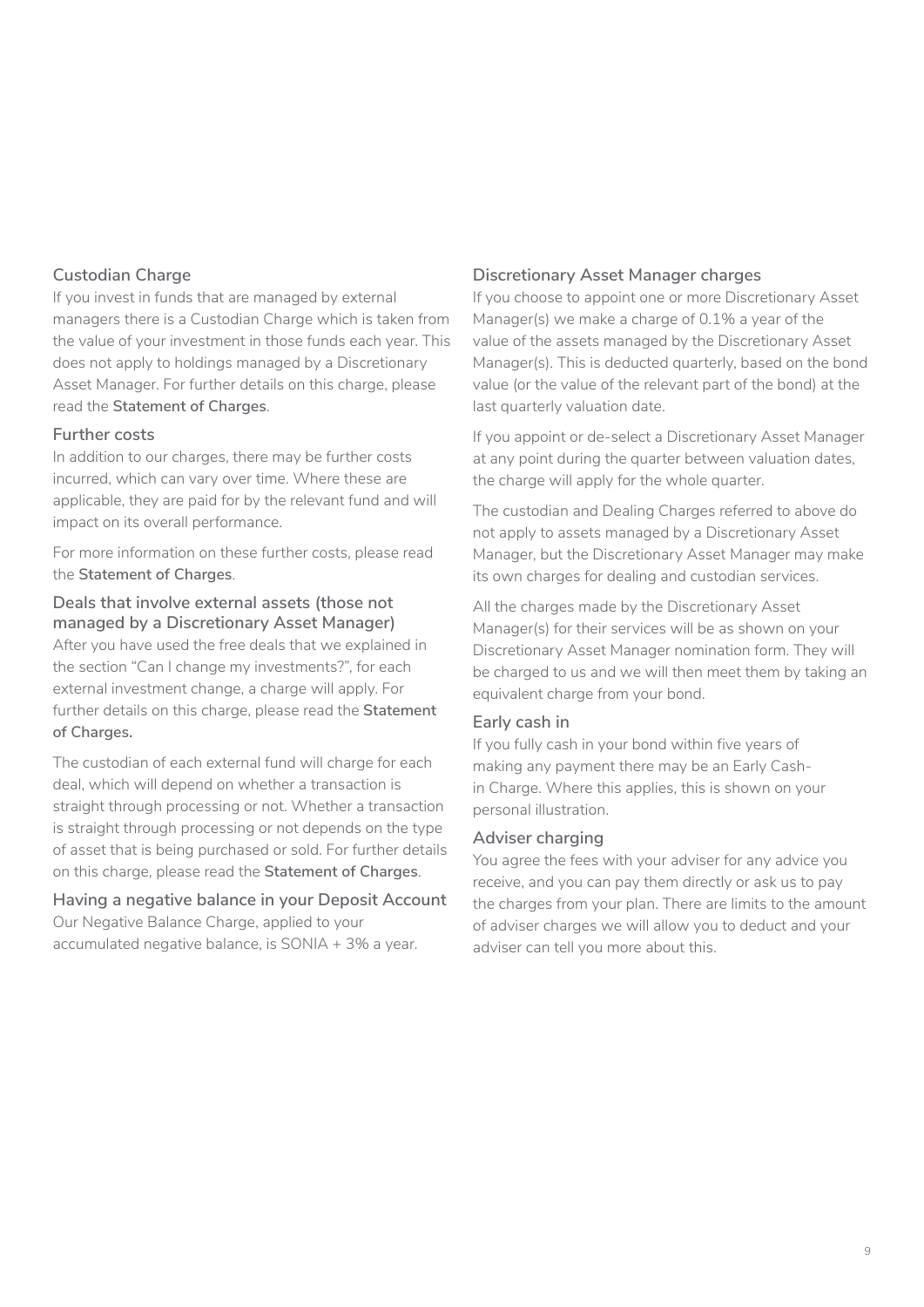### Custodian Charge

If you invest in funds that are managed by external managers there is a Custodian Charge which is taken from the value of your investment in those funds each year. This does not apply to holdings managed by a Discretionary Asset Manager. For further details on this charge, please read the **Statement of Charges**.

### Further costs

In addition to our charges, there may be further costs incurred, which can vary over time. Where these are applicable, they are paid for by the relevant fund and will impact on its overall performance.

For more information on these further costs, please read the **Statement of Charges**.

### Deals that involve external assets (those not managed by a Discretionary Asset Manager)

After you have used the free deals that we explained in the section "Can I change my investments?", for each external investment change, a charge will apply. For further details on this charge, please read the **Statement of Charges.**

The custodian of each external fund will charge for each deal, which will depend on whether a transaction is straight through processing or not. Whether a transaction is straight through processing or not depends on the type of asset that is being purchased or sold. For further details on this charge, please read the **Statement of Charges**.

### Having a negative balance in your Deposit Account

Our Negative Balance Charge, applied to your accumulated negative balance, is SONIA + 3% a year.

### Discretionary Asset Manager charges

If you choose to appoint one or more Discretionary Asset Manager(s) we make a charge of 0.1% a year of the value of the assets managed by the Discretionary Asset Manager(s). This is deducted quarterly, based on the bond value (or the value of the relevant part of the bond) at the last quarterly valuation date.

If you appoint or de-select a Discretionary Asset Manager at any point during the quarter between valuation dates, the charge will apply for the whole quarter.

The custodian and Dealing Charges referred to above do not apply to assets managed by a Discretionary Asset Manager, but the Discretionary Asset Manager may make its own charges for dealing and custodian services.

All the charges made by the Discretionary Asset Manager(s) for their services will be as shown on your Discretionary Asset Manager nomination form. They will be charged to us and we will then meet them by taking an equivalent charge from your bond.

### Early cash in

If you fully cash in your bond within five years of making any payment there may be an Early Cash-in Charge. Where this applies, this is shown on your personal illustration.

### Adviser charging

You agree the fees with your adviser for any advice you receive, and you can pay them directly or ask us to pay the charges from your plan. There are limits to the amount of adviser charges we will allow you to deduct and your adviser can tell you more about this.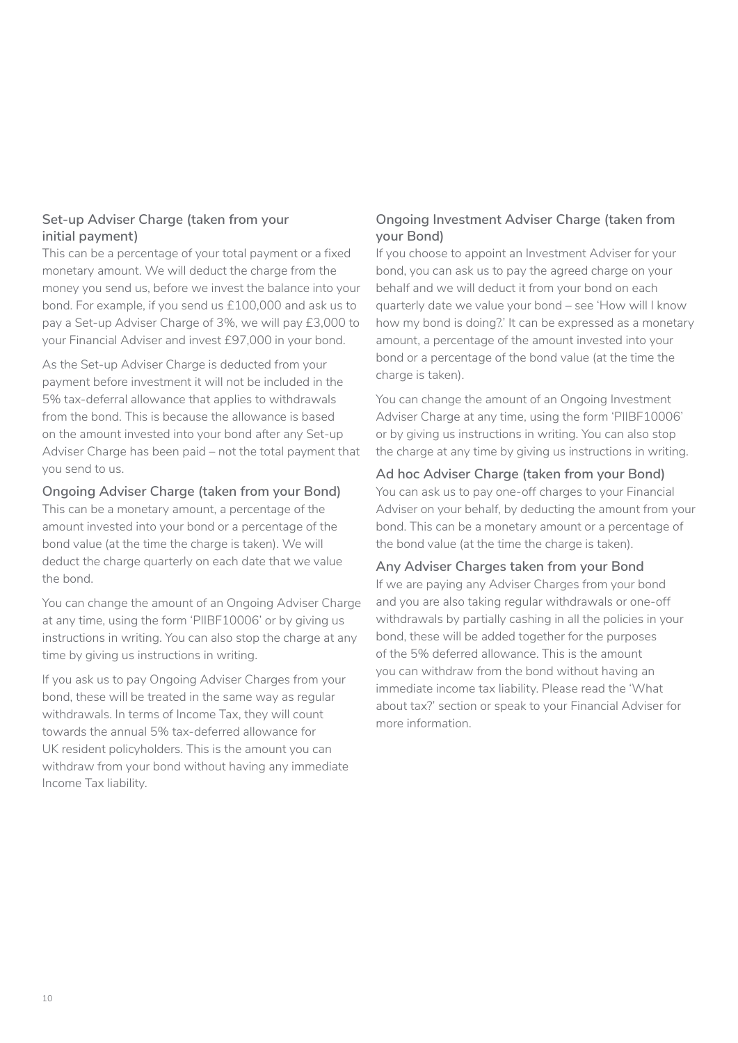### Set-up Adviser Charge (taken from your initial payment)

This can be a percentage of your total payment or a fixed monetary amount. We will deduct the charge from the money you send us, before we invest the balance into your bond. For example, if you send us £100,000 and ask us to pay a Set-up Adviser Charge of 3%, we will pay £3,000 to your Financial Adviser and invest £97,000 in your bond.

As the Set-up Adviser Charge is deducted from your payment before investment it will not be included in the 5% tax-deferral allowance that applies to withdrawals from the bond. This is because the allowance is based on the amount invested into your bond after any Set-up Adviser Charge has been paid – not the total payment that you send to us.

### Ongoing Adviser Charge (taken from your Bond)

This can be a monetary amount, a percentage of the amount invested into your bond or a percentage of the bond value (at the time the charge is taken). We will deduct the charge quarterly on each date that we value the bond.

You can change the amount of an Ongoing Adviser Charge at any time, using the form 'PIIBF10006' or by giving us instructions in writing. You can also stop the charge at any time by giving us instructions in writing.

If you ask us to pay Ongoing Adviser Charges from your bond, these will be treated in the same way as regular withdrawals. In terms of Income Tax, they will count towards the annual 5% tax-deferred allowance for UK resident policyholders. This is the amount you can withdraw from your bond without having any immediate Income Tax liability.

### Ongoing Investment Adviser Charge (taken from your Bond)

If you choose to appoint an Investment Adviser for your bond, you can ask us to pay the agreed charge on your behalf and we will deduct it from your bond on each quarterly date we value your bond – see 'How will I know how my bond is doing?.' It can be expressed as a monetary amount, a percentage of the amount invested into your bond or a percentage of the bond value (at the time the charge is taken).

You can change the amount of an Ongoing Investment Adviser Charge at any time, using the form 'PIIBF10006' or by giving us instructions in writing. You can also stop the charge at any time by giving us instructions in writing.

### Ad hoc Adviser Charge (taken from your Bond)

You can ask us to pay one-off charges to your Financial Adviser on your behalf, by deducting the amount from your bond. This can be a monetary amount or a percentage of the bond value (at the time the charge is taken).

### Any Adviser Charges taken from your Bond

If we are paying any Adviser Charges from your bond and you are also taking regular withdrawals or one-off withdrawals by partially cashing in all the policies in your bond, these will be added together for the purposes of the 5% deferred allowance. This is the amount you can withdraw from the bond without having an immediate income tax liability. Please read the 'What about tax?' section or speak to your Financial Adviser for more information.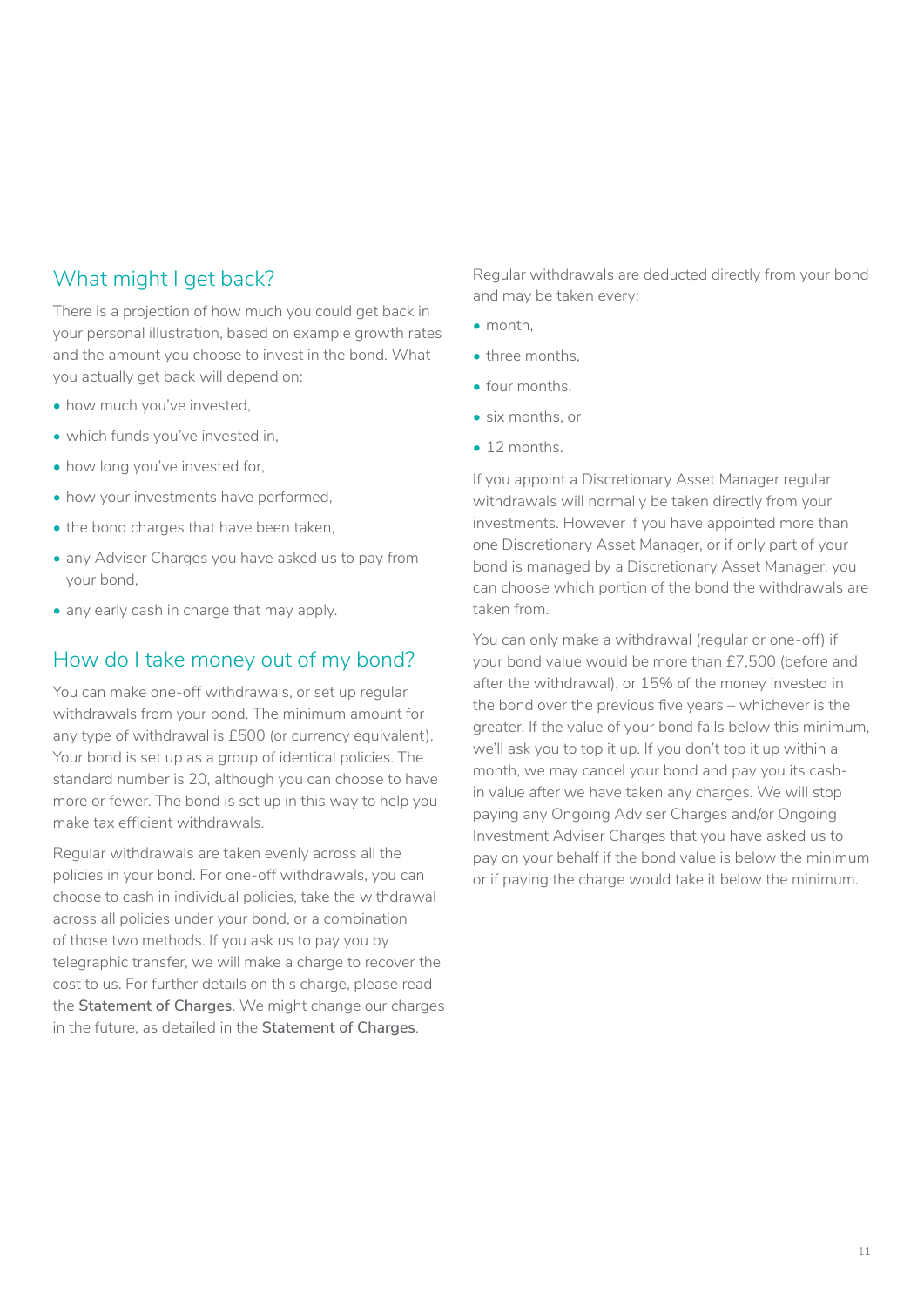## What might I get back?

There is a projection of how much you could get back in your personal illustration, based on example growth rates and the amount you choose to invest in the bond. What you actually get back will depend on:

- how much you've invested,
- which funds you've invested in,
- how long you've invested for,
- how your investments have performed,
- the bond charges that have been taken,
- any Adviser Charges you have asked us to pay from your bond,
- any early cash in charge that may apply.

## How do I take money out of my bond?

You can make one-off withdrawals, or set up regular withdrawals from your bond. The minimum amount for any type of withdrawal is £500 (or currency equivalent). Your bond is set up as a group of identical policies. The standard number is 20, although you can choose to have more or fewer. The bond is set up in this way to help you make tax efficient withdrawals.

Regular withdrawals are taken evenly across all the policies in your bond. For one-off withdrawals, you can choose to cash in individual policies, take the withdrawal across all policies under your bond, or a combination of those two methods. If you ask us to pay you by telegraphic transfer, we will make a charge to recover the cost to us. For further details on this charge, please read the **Statement of Charges**. We might change our charges in the future, as detailed in the **Statement of Charges**.

Regular withdrawals are deducted directly from your bond and may be taken every:

- month,
- three months,
- four months,
- six months, or
- 12 months.

If you appoint a Discretionary Asset Manager regular withdrawals will normally be taken directly from your investments. However if you have appointed more than one Discretionary Asset Manager, or if only part of your bond is managed by a Discretionary Asset Manager, you can choose which portion of the bond the withdrawals are taken from.

You can only make a withdrawal (regular or one-off) if your bond value would be more than £7,500 (before and after the withdrawal), or 15% of the money invested in the bond over the previous five years – whichever is the greater. If the value of your bond falls below this minimum, we'll ask you to top it up. If you don't top it up within a month, we may cancel your bond and pay you its cash-in value after we have taken any charges. We will stop paying any Ongoing Adviser Charges and/or Ongoing Investment Adviser Charges that you have asked us to pay on your behalf if the bond value is below the minimum or if paying the charge would take it below the minimum.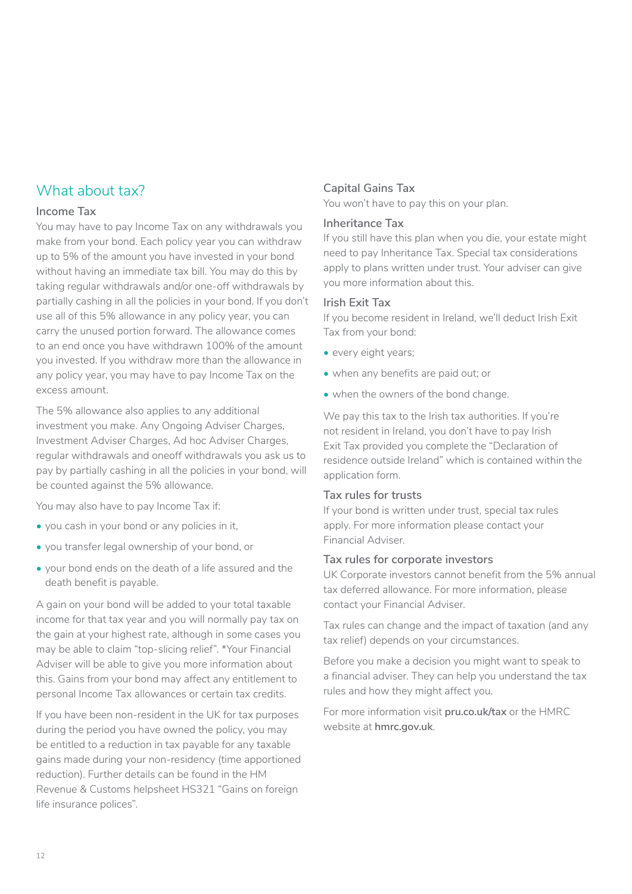## What about tax?

### Income Tax

You may have to pay Income Tax on any withdrawals you make from your bond. Each policy year you can withdraw up to 5% of the amount you have invested in your bond without having an immediate tax bill. You may do this by taking regular withdrawals and/or one-off withdrawals by partially cashing in all the policies in your bond. If you don't use all of this 5% allowance in any policy year, you can carry the unused portion forward. The allowance comes to an end once you have withdrawn 100% of the amount you invested. If you withdraw more than the allowance in any policy year, you may have to pay Income Tax on the excess amount.

The 5% allowance also applies to any additional investment you make. Any Ongoing Adviser Charges, Investment Adviser Charges, Ad hoc Adviser Charges, regular withdrawals and oneoff withdrawals you ask us to pay by partially cashing in all the policies in your bond, will be counted against the 5% allowance.

You may also have to pay Income Tax if:

- you cash in your bond or any policies in it,
- you transfer legal ownership of your bond, or
- your bond ends on the death of a life assured and the death benefit is payable.

A gain on your bond will be added to your total taxable income for that tax year and you will normally pay tax on the gain at your highest rate, although in some cases you may be able to claim "top-slicing relief". *Your Financial Adviser will be able to give you more information about this. Gains from your bond may affect any entitlement to personal Income Tax allowances or certain tax credits.

If you have been non-resident in the UK for tax purposes during the period you have owned the policy, you may be entitled to a reduction in tax payable for any taxable gains made during your non-residency (time apportioned reduction). Further details can be found in the HM Revenue & Customs helpsheet HS321 "Gains on foreign life insurance polices".

### Capital Gains Tax

You won't have to pay this on your plan.

### Inheritance Tax

If you still have this plan when you die, your estate might need to pay Inheritance Tax. Special tax considerations apply to plans written under trust. Your adviser can give you more information about this.

### Irish Exit Tax

If you become resident in Ireland, we'll deduct Irish Exit Tax from your bond:

- every eight years;
- when any benefits are paid out; or
- when the owners of the bond change.

We pay this tax to the Irish tax authorities. If you're not resident in Ireland, you don't have to pay Irish Exit Tax provided you complete the "Declaration of residence outside Ireland" which is contained within the application form.

### Tax rules for trusts

If your bond is written under trust, special tax rules apply. For more information please contact your Financial Adviser.

### Tax rules for corporate investors

UK Corporate investors cannot benefit from the 5% annual tax deferred allowance. For more information, please contact your Financial Adviser.

Tax rules can change and the impact of taxation (and any tax relief) depends on your circumstances.

Before you make a decision you might want to speak to a financial adviser. They can help you understand the tax rules and how they might affect you.

For more information visit **pru.co.uk/tax** or the HMRC website at **hmrc.gov.uk**.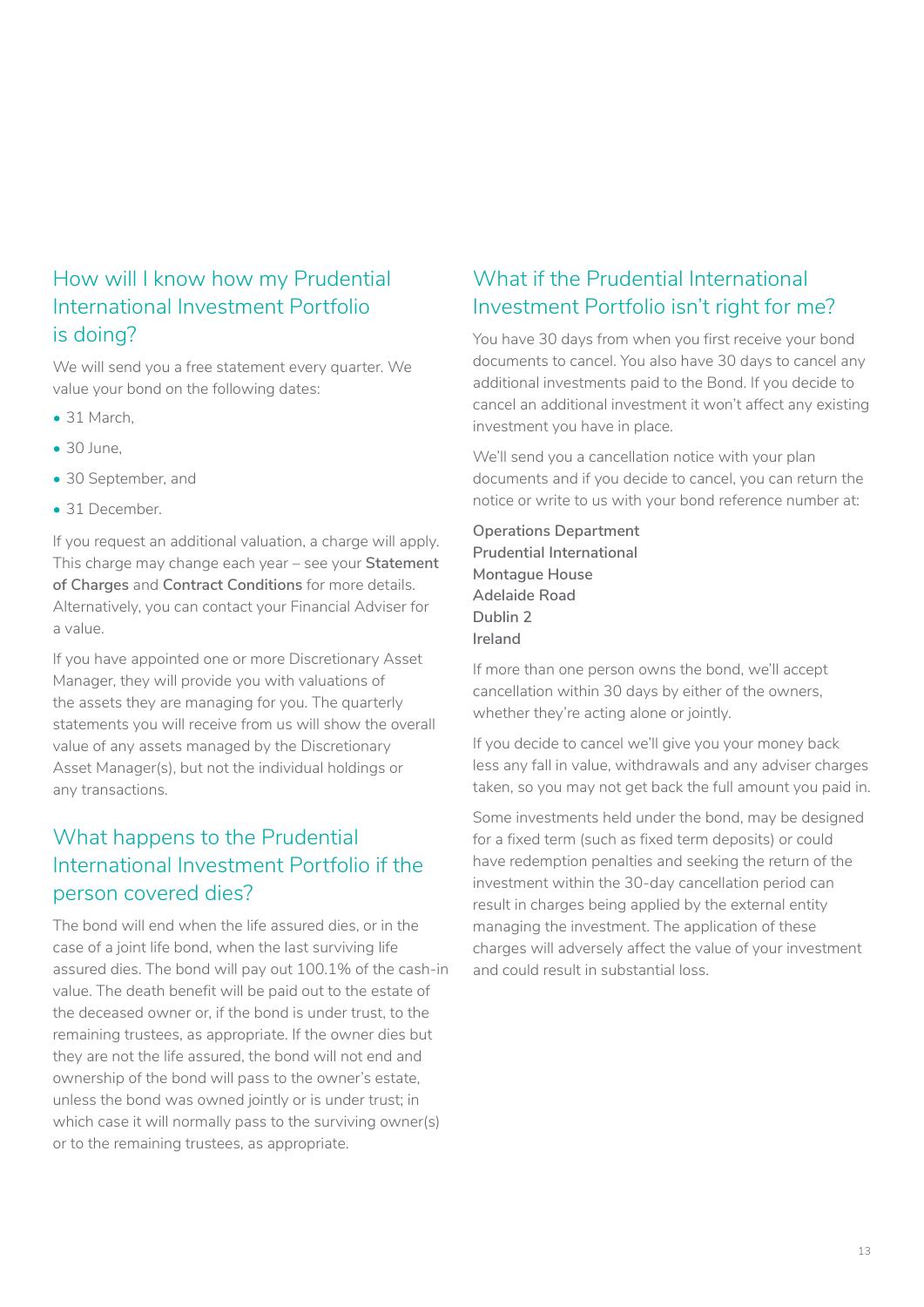## How will I know how my Prudential International Investment Portfolio is doing?

We will send you a free statement every quarter. We value your bond on the following dates:

- 31 March,
- 30 June,
- 30 September, and
- 31 December.

If you request an additional valuation, a charge will apply. This charge may change each year – see your **Statement of Charges** and **Contract Conditions** for more details. Alternatively, you can contact your Financial Adviser for a value.

If you have appointed one or more Discretionary Asset Manager, they will provide you with valuations of the assets they are managing for you. The quarterly statements you will receive from us will show the overall value of any assets managed by the Discretionary Asset Manager(s), but not the individual holdings or any transactions.

## What happens to the Prudential International Investment Portfolio if the person covered dies?

The bond will end when the life assured dies, or in the case of a joint life bond, when the last surviving life assured dies. The bond will pay out 100.1% of the cash-in value. The death benefit will be paid out to the estate of the deceased owner or, if the bond is under trust, to the remaining trustees, as appropriate. If the owner dies but they are not the life assured, the bond will not end and ownership of the bond will pass to the owner's estate, unless the bond was owned jointly or is under trust; in which case it will normally pass to the surviving owner(s) or to the remaining trustees, as appropriate.

## What if the Prudential International Investment Portfolio isn't right for me?

You have 30 days from when you first receive your bond documents to cancel. You also have 30 days to cancel any additional investments paid to the Bond. If you decide to cancel an additional investment it won't affect any existing investment you have in place.

We'll send you a cancellation notice with your plan documents and if you decide to cancel, you can return the notice or write to us with your bond reference number at:

**Operations Department**
**Prudential International**
**Montague House**
**Adelaide Road**
**Dublin 2**
**Ireland**

If more than one person owns the bond, we'll accept cancellation within 30 days by either of the owners, whether they're acting alone or jointly.

If you decide to cancel we'll give you your money back less any fall in value, withdrawals and any adviser charges taken, so you may not get back the full amount you paid in.

Some investments held under the bond, may be designed for a fixed term (such as fixed term deposits) or could have redemption penalties and seeking the return of the investment within the 30-day cancellation period can result in charges being applied by the external entity managing the investment. The application of these charges will adversely affect the value of your investment and could result in substantial loss.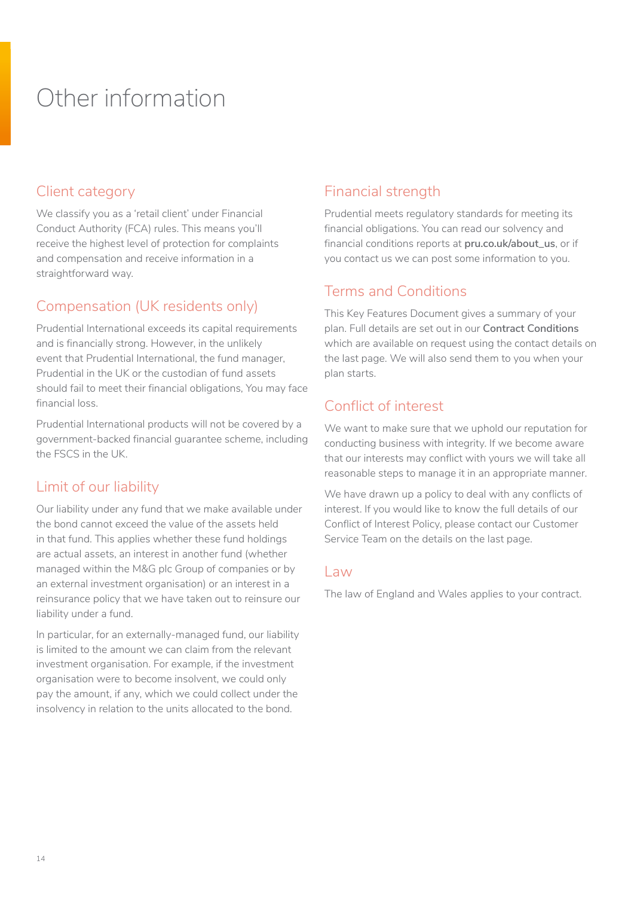# Other information

## Client category

We classify you as a 'retail client' under Financial Conduct Authority (FCA) rules. This means you'll receive the highest level of protection for complaints and compensation and receive information in a straightforward way.

## Compensation (UK residents only)

Prudential International exceeds its capital requirements and is financially strong. However, in the unlikely event that Prudential International, the fund manager, Prudential in the UK or the custodian of fund assets should fail to meet their financial obligations, You may face financial loss.

Prudential International products will not be covered by a government-backed financial guarantee scheme, including the FSCS in the UK.

## Limit of our liability

Our liability under any fund that we make available under the bond cannot exceed the value of the assets held in that fund. This applies whether these fund holdings are actual assets, an interest in another fund (whether managed within the M&G plc Group of companies or by an external investment organisation) or an interest in a reinsurance policy that we have taken out to reinsure our liability under a fund.

In particular, for an externally-managed fund, our liability is limited to the amount we can claim from the relevant investment organisation. For example, if the investment organisation were to become insolvent, we could only pay the amount, if any, which we could collect under the insolvency in relation to the units allocated to the bond.

## Financial strength

Prudential meets regulatory standards for meeting its financial obligations. You can read our solvency and financial conditions reports at **pru.co.uk/about_us**, or if you contact us we can post some information to you.

## Terms and Conditions

This Key Features Document gives a summary of your plan. Full details are set out in our **Contract Conditions** which are available on request using the contact details on the last page. We will also send them to you when your plan starts.

## Conflict of interest

We want to make sure that we uphold our reputation for conducting business with integrity. If we become aware that our interests may conflict with yours we will take all reasonable steps to manage it in an appropriate manner.

We have drawn up a policy to deal with any conflicts of interest. If you would like to know the full details of our Conflict of Interest Policy, please contact our Customer Service Team on the details on the last page.

## Law

The law of England and Wales applies to your contract.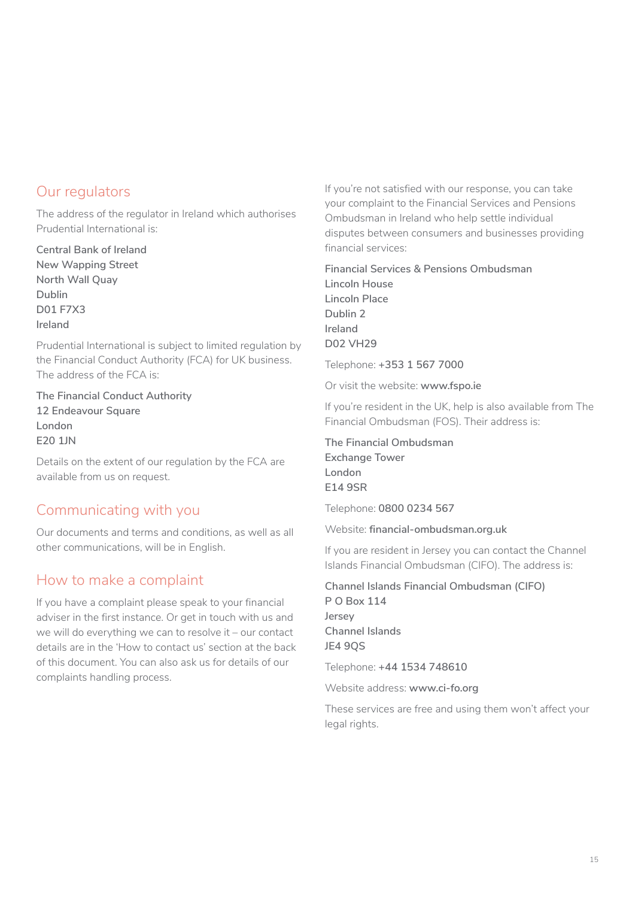## Our regulators

The address of the regulator in Ireland which authorises Prudential International is:

Central Bank of Ireland
New Wapping Street
North Wall Quay
Dublin
D01 F7X3
Ireland

Prudential International is subject to limited regulation by the Financial Conduct Authority (FCA) for UK business. The address of the FCA is:

The Financial Conduct Authority
12 Endeavour Square
London
E20 1JN

Details on the extent of our regulation by the FCA are available from us on request.

## Communicating with you

Our documents and terms and conditions, as well as all other communications, will be in English.

## How to make a complaint

If you have a complaint please speak to your financial adviser in the first instance. Or get in touch with us and we will do everything we can to resolve it – our contact details are in the 'How to contact us' section at the back of this document. You can also ask us for details of our complaints handling process.

If you're not satisfied with our response, you can take your complaint to the Financial Services and Pensions Ombudsman in Ireland who help settle individual disputes between consumers and businesses providing financial services:

Financial Services & Pensions Ombudsman
Lincoln House
Lincoln Place
Dublin 2
Ireland
D02 VH29

Telephone: **+353 1 567 7000**

Or visit the website: **www.fspo.ie**

If you're resident in the UK, help is also available from The Financial Ombudsman (FOS). Their address is:

The Financial Ombudsman
Exchange Tower
London
E14 9SR

Telephone: **0800 0234 567**

Website: **financial-ombudsman.org.uk**

If you are resident in Jersey you can contact the Channel Islands Financial Ombudsman (CIFO). The address is:

Channel Islands Financial Ombudsman (CIFO)
P O Box 114
Jersey
Channel Islands
JE4 9QS

Telephone: **+44 1534 748610**

Website address: **www.ci-fo.org**

These services are free and using them won't affect your legal rights.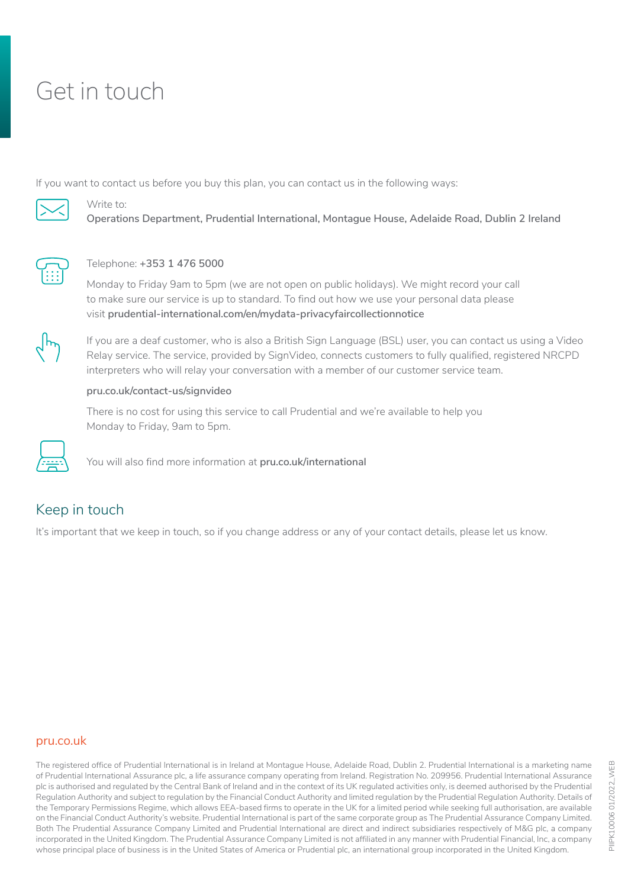# Get in touch

If you want to contact us before you buy this plan, you can contact us in the following ways:

Write to:
**Operations Department, Prudential International, Montague House, Adelaide Road, Dublin 2 Ireland**

Telephone: **+353 1 476 5000**

Monday to Friday 9am to 5pm (we are not open on public holidays). We might record your call to make sure our service is up to standard. To find out how we use your personal data please visit **prudential-international.com/en/mydata-privacyfaircollectionnotice**

If you are a deaf customer, who is also a British Sign Language (BSL) user, you can contact us using a Video Relay service. The service, provided by SignVideo, connects customers to fully qualified, registered NRCPD interpreters who will relay your conversation with a member of our customer service team.

**pru.co.uk/contact-us/signvideo**

There is no cost for using this service to call Prudential and we're available to help you Monday to Friday, 9am to 5pm.

You will also find more information at **pru.co.uk/international**

## Keep in touch

It's important that we keep in touch, so if you change address or any of your contact details, please let us know.

pru.co.uk

The registered office of Prudential International is in Ireland at Montague House, Adelaide Road, Dublin 2. Prudential International is a marketing name of Prudential International Assurance plc, a life assurance company operating from Ireland. Registration No. 209956. Prudential International Assurance plc is authorised and regulated by the Central Bank of Ireland and in the context of its UK regulated activities only, is deemed authorised by the Prudential Regulation Authority and subject to regulation by the Financial Conduct Authority and limited regulation by the Prudential Regulation Authority. Details of the Temporary Permissions Regime, which allows EEA-based firms to operate in the UK for a limited period while seeking full authorisation, are available on the Financial Conduct Authority's website. Prudential International is part of the same corporate group as The Prudential Assurance Company Limited. Both The Prudential Assurance Company Limited and Prudential International are direct and indirect subsidiaries respectively of M&G plc, a company incorporated in the United Kingdom. The Prudential Assurance Company Limited is not affiliated in any manner with Prudential Financial, Inc, a company whose principal place of business is in the United States of America or Prudential plc, an international group incorporated in the United Kingdom.

PIIPK10006 01/2022_WEB